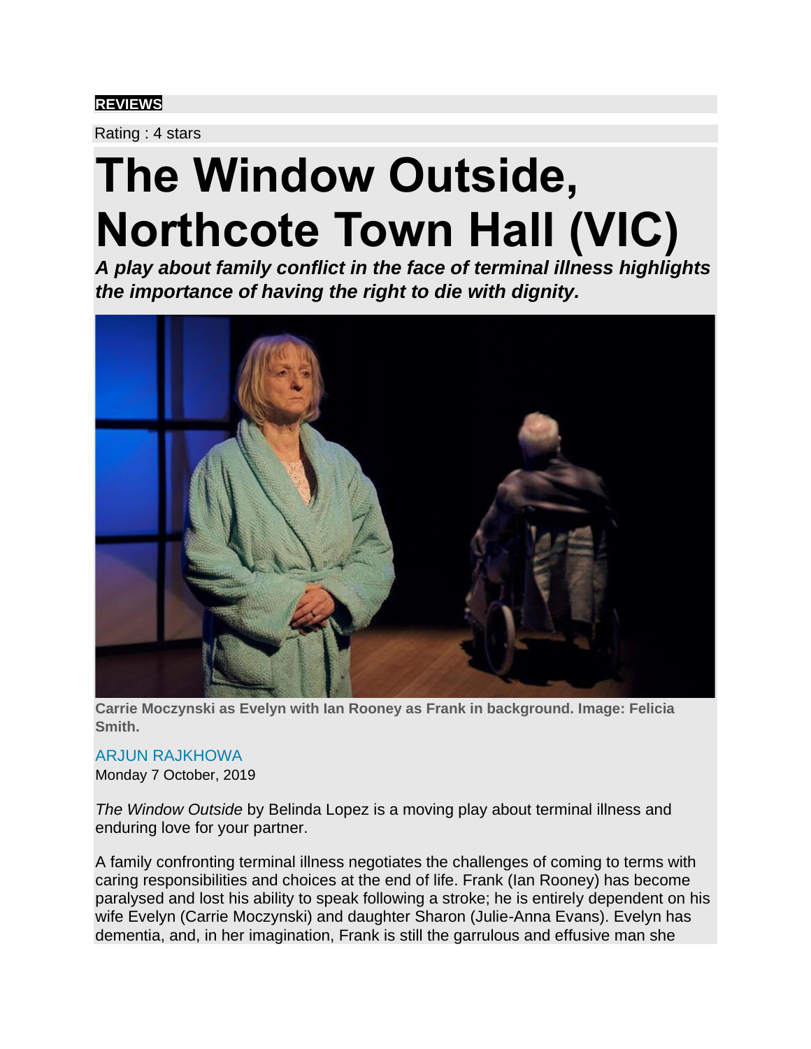**REVIEWS**

Rating : 4 stars

# The Window Outside, Northcote Town Hall (VIC)

***A play about family conflict in the face of terminal illness highlights the importance of having the right to die with dignity.***

**Carrie Moczynski as Evelyn with Ian Rooney as Frank in background. Image: Felicia Smith.**

ARJUN RAJKHOWA

Monday 7 October, 2019

*The Window Outside* by Belinda Lopez is a moving play about terminal illness and enduring love for your partner.

A family confronting terminal illness negotiates the challenges of coming to terms with caring responsibilities and choices at the end of life. Frank (Ian Rooney) has become paralysed and lost his ability to speak following a stroke; he is entirely dependent on his wife Evelyn (Carrie Moczynski) and daughter Sharon (Julie-Anna Evans). Evelyn has dementia, and, in her imagination, Frank is still the garrulous and effusive man she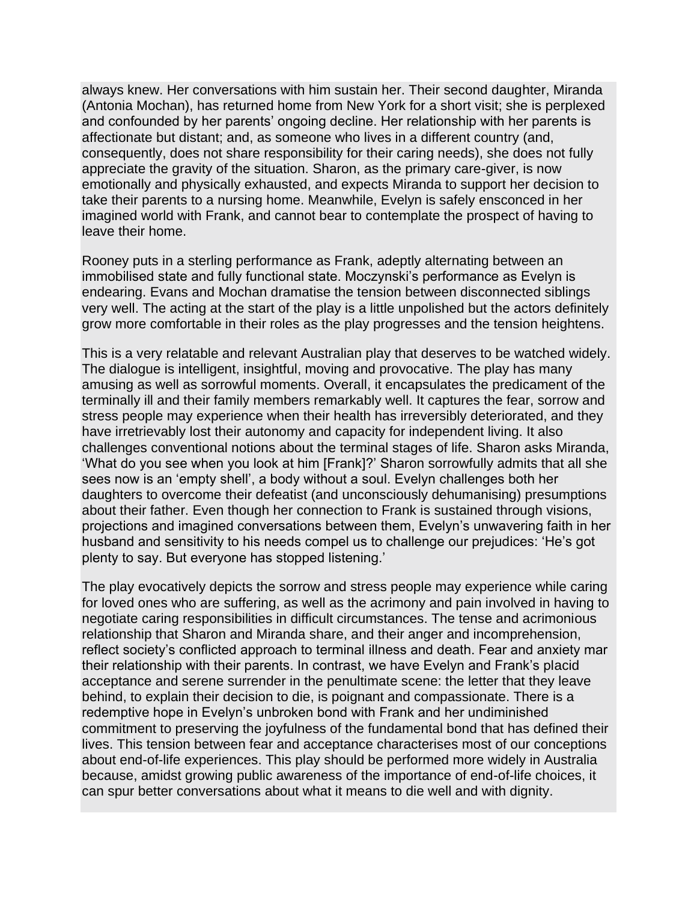always knew. Her conversations with him sustain her. Their second daughter, Miranda (Antonia Mochan), has returned home from New York for a short visit; she is perplexed and confounded by her parents' ongoing decline. Her relationship with her parents is affectionate but distant; and, as someone who lives in a different country (and, consequently, does not share responsibility for their caring needs), she does not fully appreciate the gravity of the situation. Sharon, as the primary care-giver, is now emotionally and physically exhausted, and expects Miranda to support her decision to take their parents to a nursing home. Meanwhile, Evelyn is safely ensconced in her imagined world with Frank, and cannot bear to contemplate the prospect of having to leave their home.

Rooney puts in a sterling performance as Frank, adeptly alternating between an immobilised state and fully functional state. Moczynski's performance as Evelyn is endearing. Evans and Mochan dramatise the tension between disconnected siblings very well. The acting at the start of the play is a little unpolished but the actors definitely grow more comfortable in their roles as the play progresses and the tension heightens.

This is a very relatable and relevant Australian play that deserves to be watched widely. The dialogue is intelligent, insightful, moving and provocative. The play has many amusing as well as sorrowful moments. Overall, it encapsulates the predicament of the terminally ill and their family members remarkably well. It captures the fear, sorrow and stress people may experience when their health has irreversibly deteriorated, and they have irretrievably lost their autonomy and capacity for independent living. It also challenges conventional notions about the terminal stages of life. Sharon asks Miranda, 'What do you see when you look at him [Frank]?' Sharon sorrowfully admits that all she sees now is an 'empty shell', a body without a soul. Evelyn challenges both her daughters to overcome their defeatist (and unconsciously dehumanising) presumptions about their father. Even though her connection to Frank is sustained through visions, projections and imagined conversations between them, Evelyn's unwavering faith in her husband and sensitivity to his needs compel us to challenge our prejudices: 'He's got plenty to say. But everyone has stopped listening.'

The play evocatively depicts the sorrow and stress people may experience while caring for loved ones who are suffering, as well as the acrimony and pain involved in having to negotiate caring responsibilities in difficult circumstances. The tense and acrimonious relationship that Sharon and Miranda share, and their anger and incomprehension, reflect society's conflicted approach to terminal illness and death. Fear and anxiety mar their relationship with their parents. In contrast, we have Evelyn and Frank's placid acceptance and serene surrender in the penultimate scene: the letter that they leave behind, to explain their decision to die, is poignant and compassionate. There is a redemptive hope in Evelyn's unbroken bond with Frank and her undiminished commitment to preserving the joyfulness of the fundamental bond that has defined their lives. This tension between fear and acceptance characterises most of our conceptions about end-of-life experiences. This play should be performed more widely in Australia because, amidst growing public awareness of the importance of end-of-life choices, it can spur better conversations about what it means to die well and with dignity.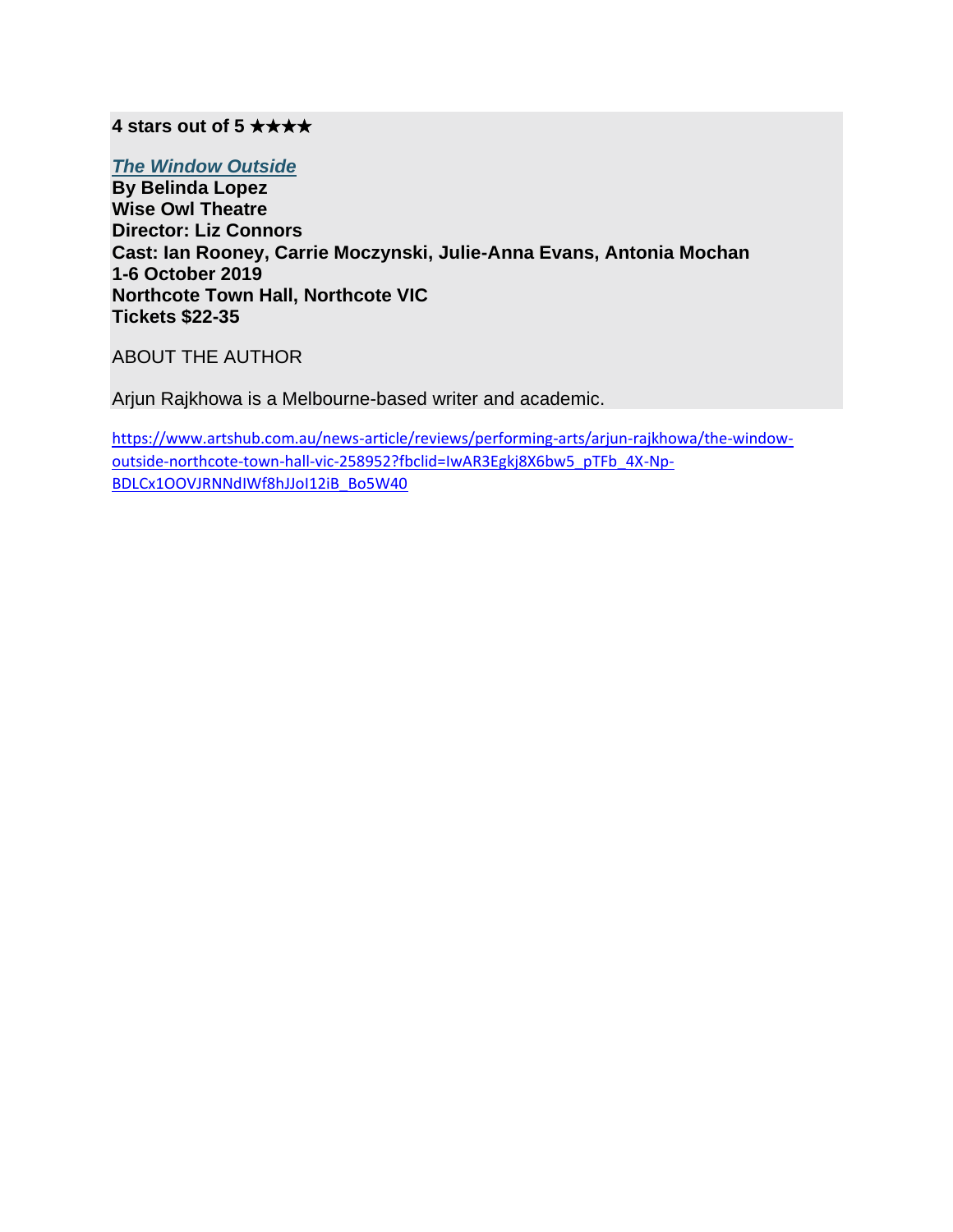**4 stars out of 5 ★★★★**

***[The Window Outside](#)***
**By Belinda Lopez**
**Wise Owl Theatre**
**Director: Liz Connors**
**Cast: Ian Rooney, Carrie Moczynski, Julie-Anna Evans, Antonia Mochan**
**1-6 October 2019**
**Northcote Town Hall, Northcote VIC**
**Tickets $22-35**

ABOUT THE AUTHOR

Arjun Rajkhowa is a Melbourne-based writer and academic.

https://www.artshub.com.au/news-article/reviews/performing-arts/arjun-rajkhowa/the-window-outside-northcote-town-hall-vic-258952?fbclid=IwAR3Egkj8X6bw5_pTFb_4X-Np-BDLCx1OOVJRNNdIWf8hJJoI12iB_Bo5W40